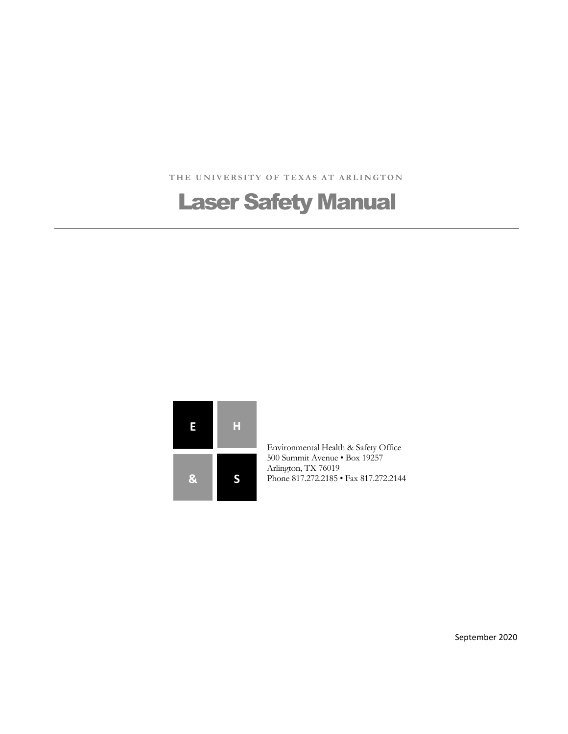THE UNIVERSITY OF TEXAS AT ARLINGTON

# Laser Safety Manual

E H & S

Environmental Health & Safety Office
500 Summit Avenue • Box 19257
Arlington, TX 76019
Phone 817.272.2185 • Fax 817.272.2144

September 2020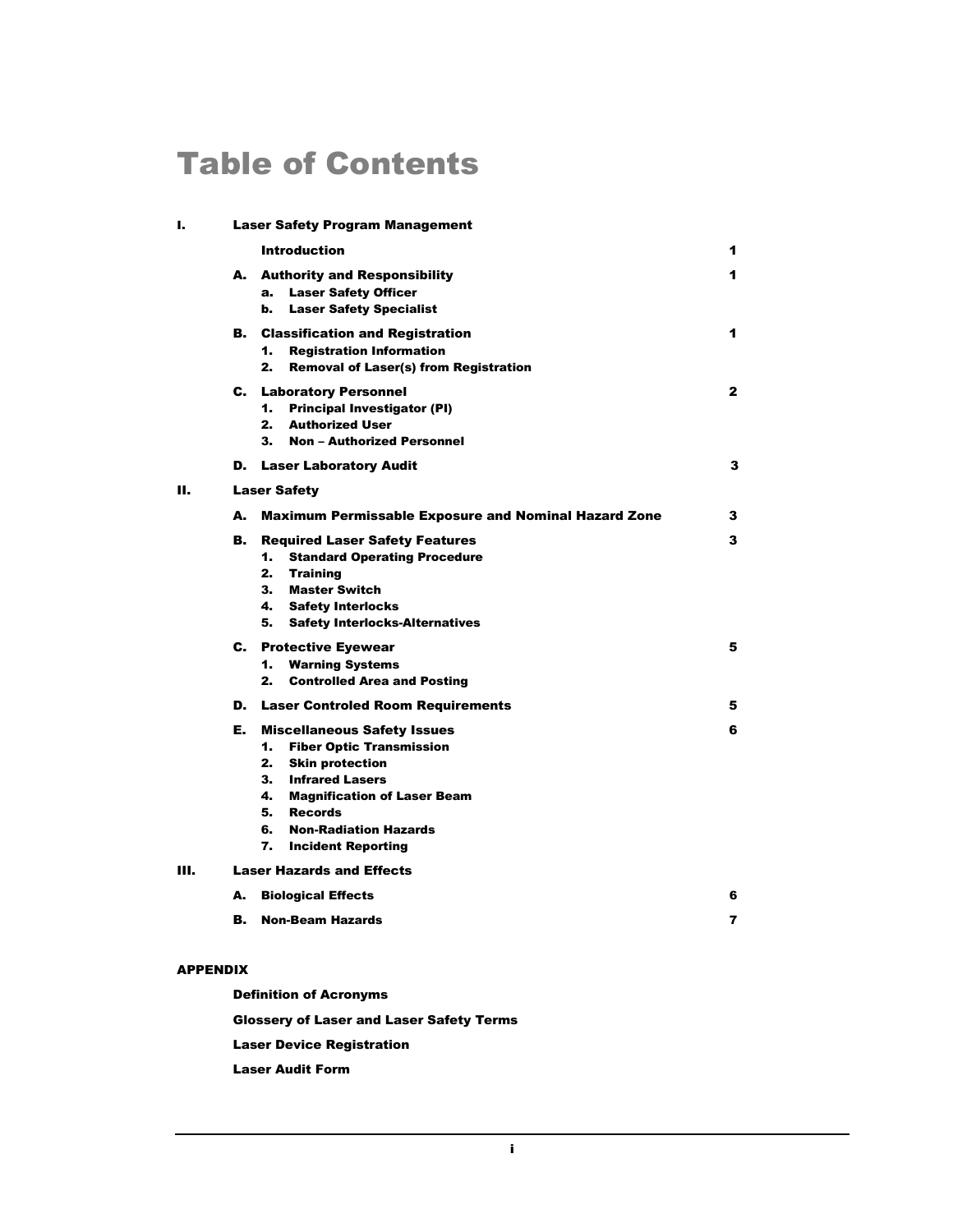# Table of Contents

| | | Page |
|---|---|---|
| **I.** | **Laser Safety Program Management** | |
| | **Introduction** | **1** |
| | **A. Authority and Responsibility** | **1** |
| | **a. Laser Safety Officer** | |
| | **b. Laser Safety Specialist** | |
| | **B. Classification and Registration** | **1** |
| | **1. Registration Information** | |
| | **2. Removal of Laser(s) from Registration** | |
| | **C. Laboratory Personnel** | **2** |
| | **1. Principal Investigator (PI)** | |
| | **2. Authorized User** | |
| | **3. Non – Authorized Personnel** | |
| | **D. Laser Laboratory Audit** | **3** |
| **II.** | **Laser Safety** | |
| | **A. Maximum Permissable Exposure and Nominal Hazard Zone** | **3** |
| | **B. Required Laser Safety Features** | **3** |
| | **1. Standard Operating Procedure** | |
| | **2. Training** | |
| | **3. Master Switch** | |
| | **4. Safety Interlocks** | |
| | **5. Safety Interlocks-Alternatives** | |
| | **C. Protective Eyewear** | **5** |
| | **1. Warning Systems** | |
| | **2. Controlled Area and Posting** | |
| | **D. Laser Controled Room Requirements** | **5** |
| | **E. Miscellaneous Safety Issues** | **6** |
| | **1. Fiber Optic Transmission** | |
| | **2. Skin protection** | |
| | **3. Infrared Lasers** | |
| | **4. Magnification of Laser Beam** | |
| | **5. Records** | |
| | **6. Non-Radiation Hazards** | |
| | **7. Incident Reporting** | |
| **III.** | **Laser Hazards and Effects** | |
| | **A. Biological Effects** | **6** |
| | **B. Non-Beam Hazards** | **7** |

**APPENDIX**

**Definition of Acronyms**

**Glossery of Laser and Laser Safety Terms**

**Laser Device Registration**

**Laser Audit Form**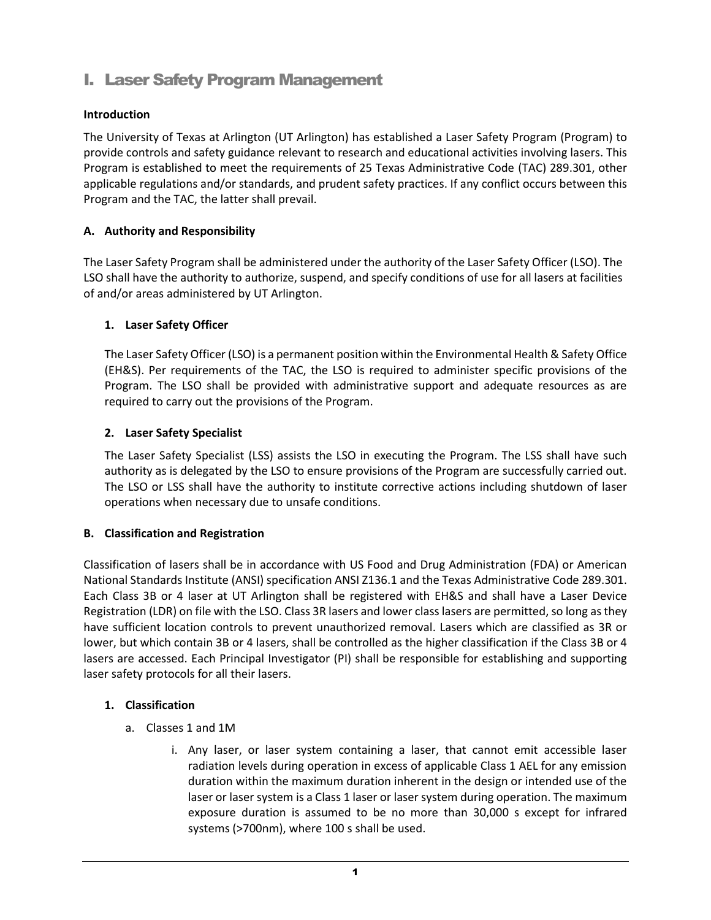# I. Laser Safety Program Management

**Introduction**

The University of Texas at Arlington (UT Arlington) has established a Laser Safety Program (Program) to provide controls and safety guidance relevant to research and educational activities involving lasers. This Program is established to meet the requirements of 25 Texas Administrative Code (TAC) 289.301, other applicable regulations and/or standards, and prudent safety practices. If any conflict occurs between this Program and the TAC, the latter shall prevail.

### A. Authority and Responsibility

The Laser Safety Program shall be administered under the authority of the Laser Safety Officer (LSO). The LSO shall have the authority to authorize, suspend, and specify conditions of use for all lasers at facilities of and/or areas administered by UT Arlington.

#### 1. Laser Safety Officer

The Laser Safety Officer (LSO) is a permanent position within the Environmental Health & Safety Office (EH&S). Per requirements of the TAC, the LSO is required to administer specific provisions of the Program. The LSO shall be provided with administrative support and adequate resources as are required to carry out the provisions of the Program.

#### 2. Laser Safety Specialist

The Laser Safety Specialist (LSS) assists the LSO in executing the Program. The LSS shall have such authority as is delegated by the LSO to ensure provisions of the Program are successfully carried out. The LSO or LSS shall have the authority to institute corrective actions including shutdown of laser operations when necessary due to unsafe conditions.

### B. Classification and Registration

Classification of lasers shall be in accordance with US Food and Drug Administration (FDA) or American National Standards Institute (ANSI) specification ANSI Z136.1 and the Texas Administrative Code 289.301. Each Class 3B or 4 laser at UT Arlington shall be registered with EH&S and shall have a Laser Device Registration (LDR) on file with the LSO. Class 3R lasers and lower class lasers are permitted, so long as they have sufficient location controls to prevent unauthorized removal. Lasers which are classified as 3R or lower, but which contain 3B or 4 lasers, shall be controlled as the higher classification if the Class 3B or 4 lasers are accessed. Each Principal Investigator (PI) shall be responsible for establishing and supporting laser safety protocols for all their lasers.

#### 1. Classification

a. Classes 1 and 1M

i. Any laser, or laser system containing a laser, that cannot emit accessible laser radiation levels during operation in excess of applicable Class 1 AEL for any emission duration within the maximum duration inherent in the design or intended use of the laser or laser system is a Class 1 laser or laser system during operation. The maximum exposure duration is assumed to be no more than 30,000 s except for infrared systems (>700nm), where 100 s shall be used.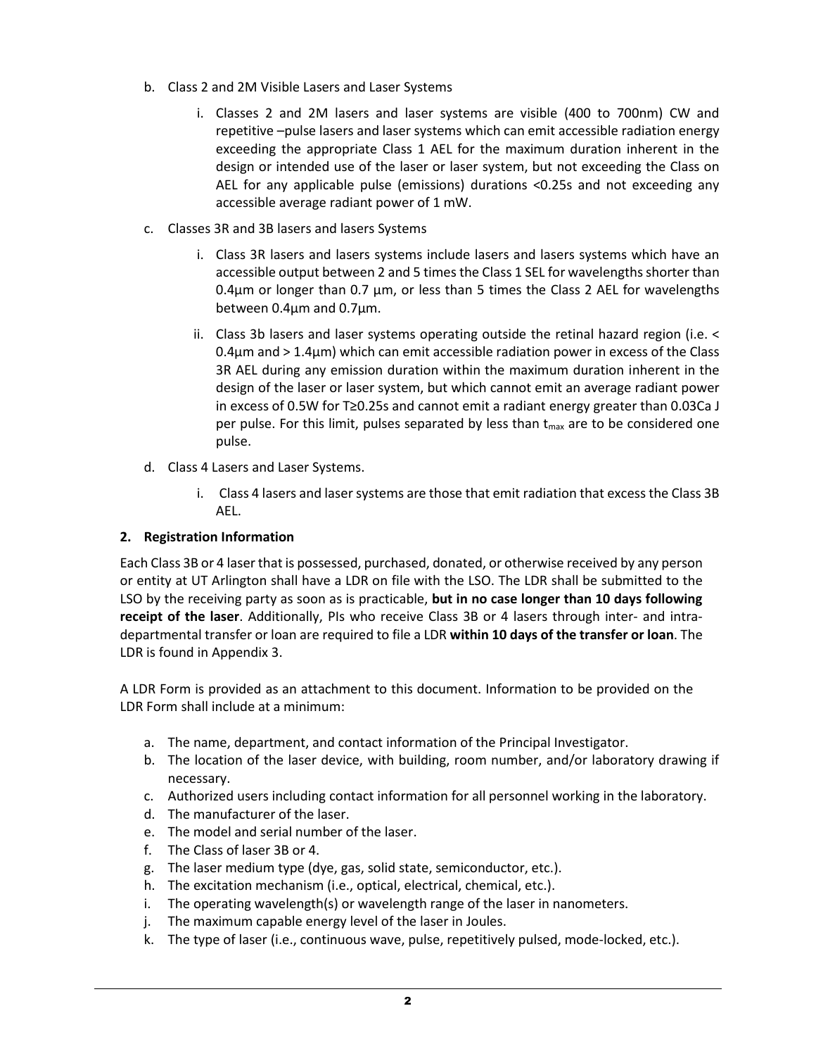b. Class 2 and 2M Visible Lasers and Laser Systems

   i. Classes 2 and 2M lasers and laser systems are visible (400 to 700nm) CW and repetitive –pulse lasers and laser systems which can emit accessible radiation energy exceeding the appropriate Class 1 AEL for the maximum duration inherent in the design or intended use of the laser or laser system, but not exceeding the Class on AEL for any applicable pulse (emissions) durations <0.25s and not exceeding any accessible average radiant power of 1 mW.

c. Classes 3R and 3B lasers and lasers Systems

   i. Class 3R lasers and lasers systems include lasers and lasers systems which have an accessible output between 2 and 5 times the Class 1 SEL for wavelengths shorter than 0.4µm or longer than 0.7 µm, or less than 5 times the Class 2 AEL for wavelengths between 0.4µm and 0.7µm.

   ii. Class 3b lasers and laser systems operating outside the retinal hazard region (i.e. < 0.4µm and > 1.4µm) which can emit accessible radiation power in excess of the Class 3R AEL during any emission duration within the maximum duration inherent in the design of the laser or laser system, but which cannot emit an average radiant power in excess of 0.5W for T≥0.25s and cannot emit a radiant energy greater than 0.03Ca J per pulse. For this limit, pulses separated by less than $t_{max}$ are to be considered one pulse.

d. Class 4 Lasers and Laser Systems.

   i. Class 4 lasers and laser systems are those that emit radiation that excess the Class 3B AEL.

## 2. Registration Information

Each Class 3B or 4 laser that is possessed, purchased, donated, or otherwise received by any person or entity at UT Arlington shall have a LDR on file with the LSO. The LDR shall be submitted to the LSO by the receiving party as soon as is practicable, **but in no case longer than 10 days following receipt of the laser**. Additionally, PIs who receive Class 3B or 4 lasers through inter- and intra-departmental transfer or loan are required to file a LDR **within 10 days of the transfer or loan**. The LDR is found in Appendix 3.

A LDR Form is provided as an attachment to this document. Information to be provided on the LDR Form shall include at a minimum:

a. The name, department, and contact information of the Principal Investigator.
b. The location of the laser device, with building, room number, and/or laboratory drawing if necessary.
c. Authorized users including contact information for all personnel working in the laboratory.
d. The manufacturer of the laser.
e. The model and serial number of the laser.
f. The Class of laser 3B or 4.
g. The laser medium type (dye, gas, solid state, semiconductor, etc.).
h. The excitation mechanism (i.e., optical, electrical, chemical, etc.).
i. The operating wavelength(s) or wavelength range of the laser in nanometers.
j. The maximum capable energy level of the laser in Joules.
k. The type of laser (i.e., continuous wave, pulse, repetitively pulsed, mode-locked, etc.).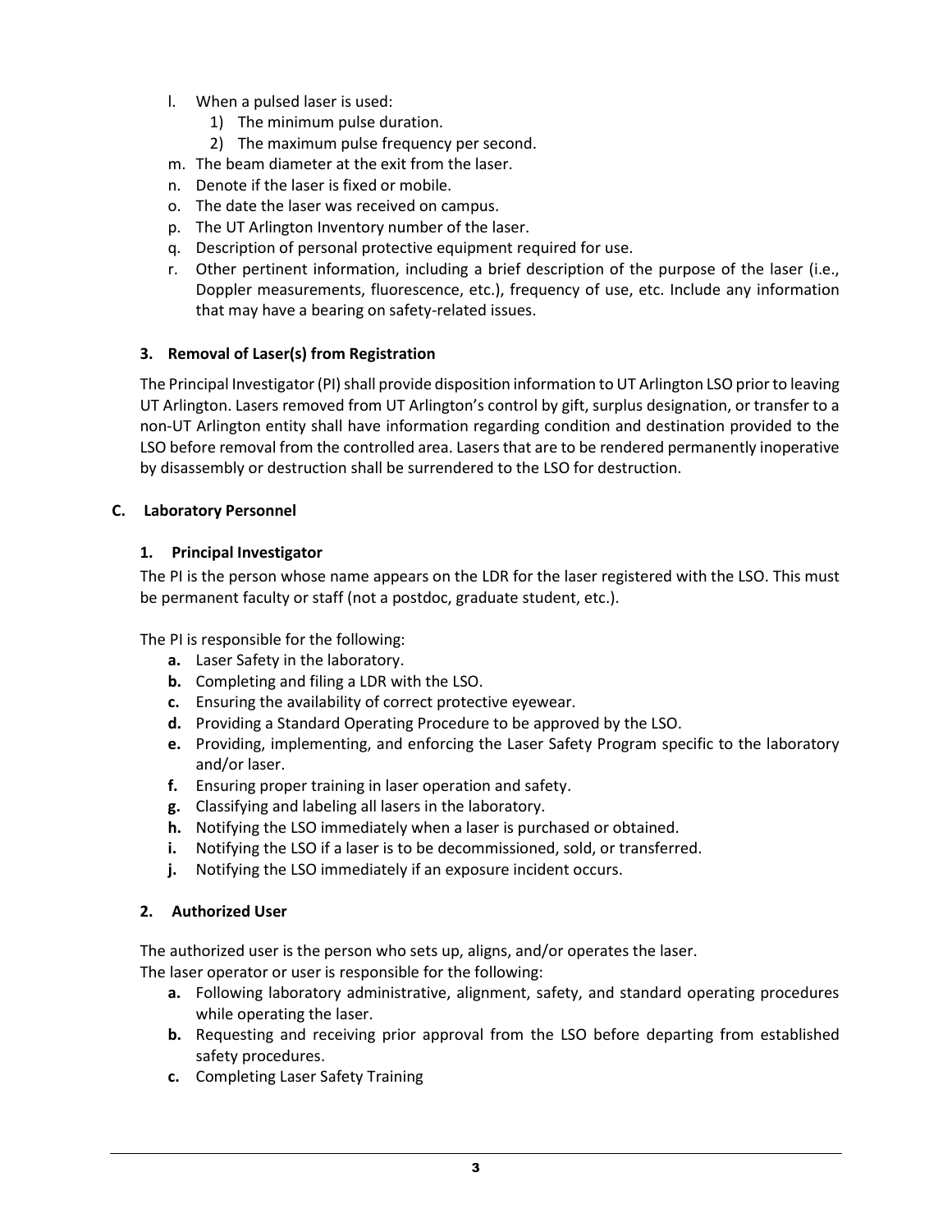l. When a pulsed laser is used:
   1) The minimum pulse duration.
   2) The maximum pulse frequency per second.
m. The beam diameter at the exit from the laser.
n. Denote if the laser is fixed or mobile.
o. The date the laser was received on campus.
p. The UT Arlington Inventory number of the laser.
q. Description of personal protective equipment required for use.
r. Other pertinent information, including a brief description of the purpose of the laser (i.e., Doppler measurements, fluorescence, etc.), frequency of use, etc. Include any information that may have a bearing on safety-related issues.

### 3. Removal of Laser(s) from Registration

The Principal Investigator (PI) shall provide disposition information to UT Arlington LSO prior to leaving UT Arlington. Lasers removed from UT Arlington's control by gift, surplus designation, or transfer to a non-UT Arlington entity shall have information regarding condition and destination provided to the LSO before removal from the controlled area. Lasers that are to be rendered permanently inoperative by disassembly or destruction shall be surrendered to the LSO for destruction.

## C. Laboratory Personnel

### 1. Principal Investigator

The PI is the person whose name appears on the LDR for the laser registered with the LSO. This must be permanent faculty or staff (not a postdoc, graduate student, etc.).

The PI is responsible for the following:

**a.** Laser Safety in the laboratory.
**b.** Completing and filing a LDR with the LSO.
**c.** Ensuring the availability of correct protective eyewear.
**d.** Providing a Standard Operating Procedure to be approved by the LSO.
**e.** Providing, implementing, and enforcing the Laser Safety Program specific to the laboratory and/or laser.
**f.** Ensuring proper training in laser operation and safety.
**g.** Classifying and labeling all lasers in the laboratory.
**h.** Notifying the LSO immediately when a laser is purchased or obtained.
**i.** Notifying the LSO if a laser is to be decommissioned, sold, or transferred.
**j.** Notifying the LSO immediately if an exposure incident occurs.

### 2. Authorized User

The authorized user is the person who sets up, aligns, and/or operates the laser.
The laser operator or user is responsible for the following:

**a.** Following laboratory administrative, alignment, safety, and standard operating procedures while operating the laser.
**b.** Requesting and receiving prior approval from the LSO before departing from established safety procedures.
**c.** Completing Laser Safety Training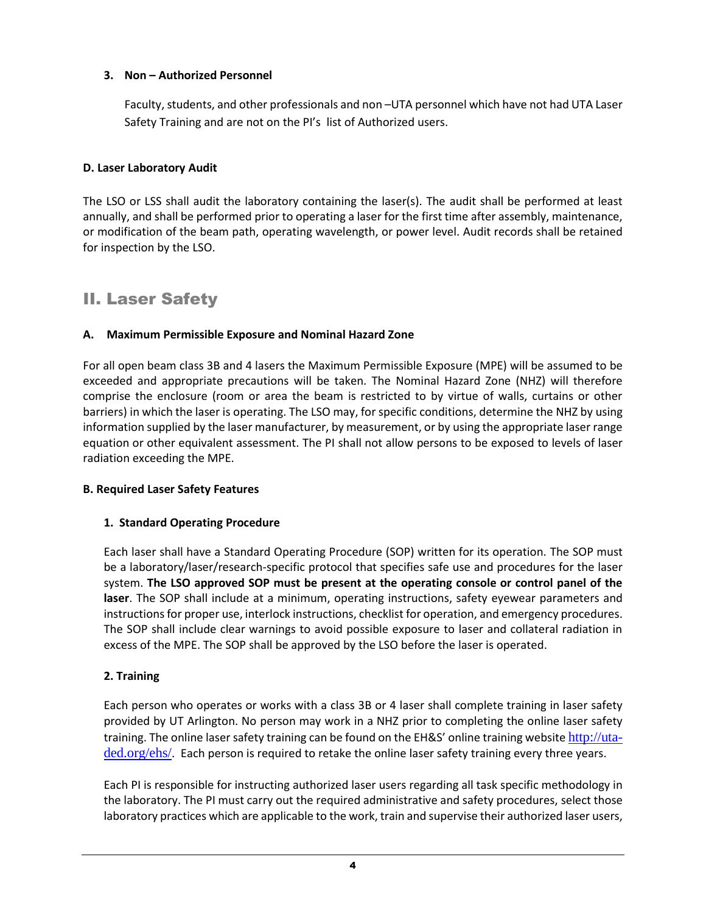### 3. Non – Authorized Personnel

Faculty, students, and other professionals and non –UTA personnel which have not had UTA Laser Safety Training and are not on the PI's list of Authorized users.

**D. Laser Laboratory Audit**

The LSO or LSS shall audit the laboratory containing the laser(s). The audit shall be performed at least annually, and shall be performed prior to operating a laser for the first time after assembly, maintenance, or modification of the beam path, operating wavelength, or power level. Audit records shall be retained for inspection by the LSO.

# II. Laser Safety

**A. Maximum Permissible Exposure and Nominal Hazard Zone**

For all open beam class 3B and 4 lasers the Maximum Permissible Exposure (MPE) will be assumed to be exceeded and appropriate precautions will be taken. The Nominal Hazard Zone (NHZ) will therefore comprise the enclosure (room or area the beam is restricted to by virtue of walls, curtains or other barriers) in which the laser is operating. The LSO may, for specific conditions, determine the NHZ by using information supplied by the laser manufacturer, by measurement, or by using the appropriate laser range equation or other equivalent assessment. The PI shall not allow persons to be exposed to levels of laser radiation exceeding the MPE.

**B. Required Laser Safety Features**

**1. Standard Operating Procedure**

Each laser shall have a Standard Operating Procedure (SOP) written for its operation. The SOP must be a laboratory/laser/research-specific protocol that specifies safe use and procedures for the laser system. **The LSO approved SOP must be present at the operating console or control panel of the laser**. The SOP shall include at a minimum, operating instructions, safety eyewear parameters and instructions for proper use, interlock instructions, checklist for operation, and emergency procedures. The SOP shall include clear warnings to avoid possible exposure to laser and collateral radiation in excess of the MPE. The SOP shall be approved by the LSO before the laser is operated.

**2. Training**

Each person who operates or works with a class 3B or 4 laser shall complete training in laser safety provided by UT Arlington. No person may work in a NHZ prior to completing the online laser safety training. The online laser safety training can be found on the EH&S' online training website http://uta-ded.org/ehs/. Each person is required to retake the online laser safety training every three years.

Each PI is responsible for instructing authorized laser users regarding all task specific methodology in the laboratory. The PI must carry out the required administrative and safety procedures, select those laboratory practices which are applicable to the work, train and supervise their authorized laser users,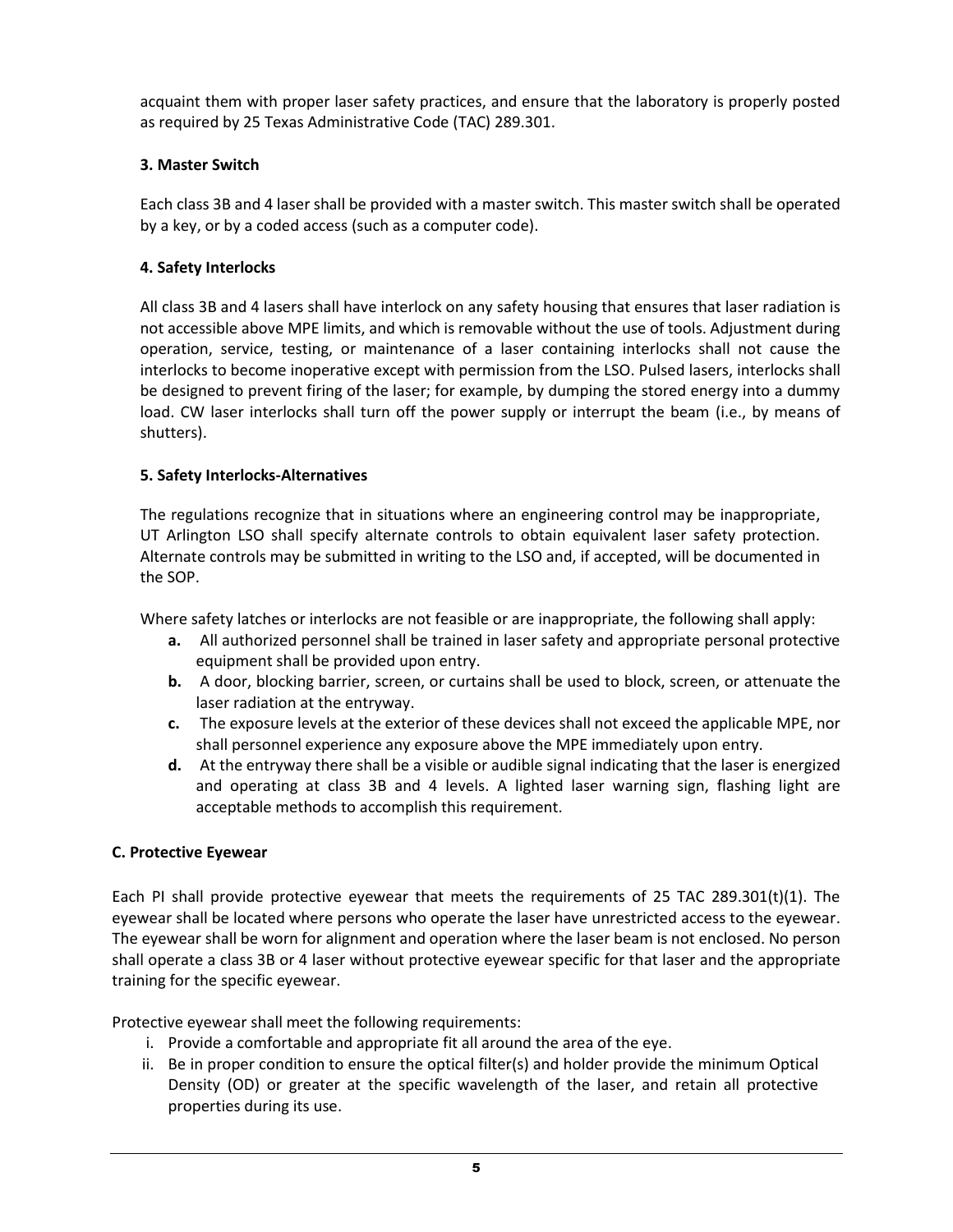acquaint them with proper laser safety practices, and ensure that the laboratory is properly posted as required by 25 Texas Administrative Code (TAC) 289.301.

**3. Master Switch**

Each class 3B and 4 laser shall be provided with a master switch. This master switch shall be operated by a key, or by a coded access (such as a computer code).

**4. Safety Interlocks**

All class 3B and 4 lasers shall have interlock on any safety housing that ensures that laser radiation is not accessible above MPE limits, and which is removable without the use of tools. Adjustment during operation, service, testing, or maintenance of a laser containing interlocks shall not cause the interlocks to become inoperative except with permission from the LSO. Pulsed lasers, interlocks shall be designed to prevent firing of the laser; for example, by dumping the stored energy into a dummy load. CW laser interlocks shall turn off the power supply or interrupt the beam (i.e., by means of shutters).

**5. Safety Interlocks-Alternatives**

The regulations recognize that in situations where an engineering control may be inappropriate, UT Arlington LSO shall specify alternate controls to obtain equivalent laser safety protection. Alternate controls may be submitted in writing to the LSO and, if accepted, will be documented in the SOP.

Where safety latches or interlocks are not feasible or are inappropriate, the following shall apply:

- **a.** All authorized personnel shall be trained in laser safety and appropriate personal protective equipment shall be provided upon entry.
- **b.** A door, blocking barrier, screen, or curtains shall be used to block, screen, or attenuate the laser radiation at the entryway.
- **c.** The exposure levels at the exterior of these devices shall not exceed the applicable MPE, nor shall personnel experience any exposure above the MPE immediately upon entry.
- **d.** At the entryway there shall be a visible or audible signal indicating that the laser is energized and operating at class 3B and 4 levels. A lighted laser warning sign, flashing light are acceptable methods to accomplish this requirement.

**C. Protective Eyewear**

Each PI shall provide protective eyewear that meets the requirements of 25 TAC 289.301(t)(1). The eyewear shall be located where persons who operate the laser have unrestricted access to the eyewear. The eyewear shall be worn for alignment and operation where the laser beam is not enclosed. No person shall operate a class 3B or 4 laser without protective eyewear specific for that laser and the appropriate training for the specific eyewear.

Protective eyewear shall meet the following requirements:

- i. Provide a comfortable and appropriate fit all around the area of the eye.
- ii. Be in proper condition to ensure the optical filter(s) and holder provide the minimum Optical Density (OD) or greater at the specific wavelength of the laser, and retain all protective properties during its use.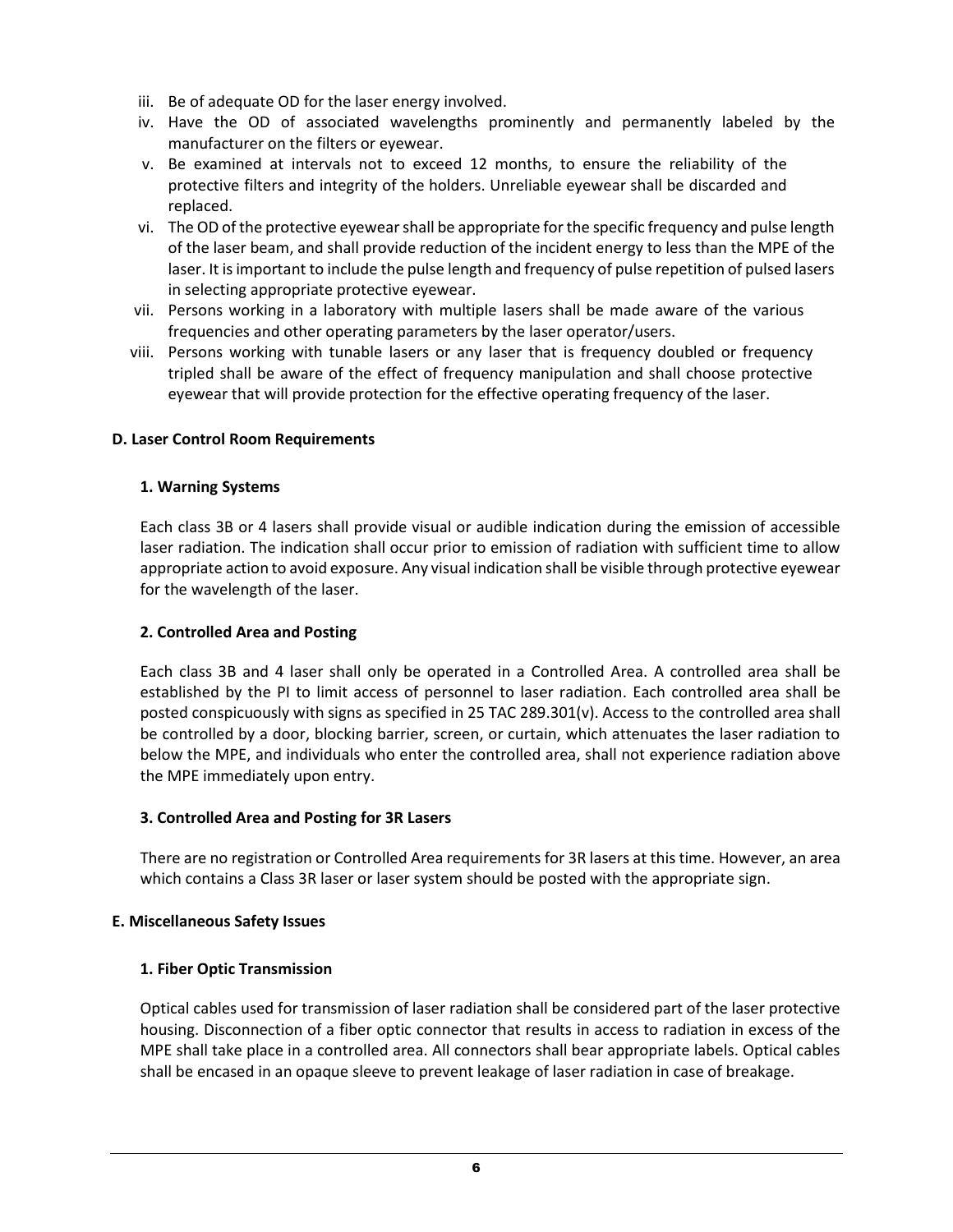iii. Be of adequate OD for the laser energy involved.
iv. Have the OD of associated wavelengths prominently and permanently labeled by the manufacturer on the filters or eyewear.
v. Be examined at intervals not to exceed 12 months, to ensure the reliability of the protective filters and integrity of the holders. Unreliable eyewear shall be discarded and replaced.
vi. The OD of the protective eyewear shall be appropriate for the specific frequency and pulse length of the laser beam, and shall provide reduction of the incident energy to less than the MPE of the laser. It is important to include the pulse length and frequency of pulse repetition of pulsed lasers in selecting appropriate protective eyewear.
vii. Persons working in a laboratory with multiple lasers shall be made aware of the various frequencies and other operating parameters by the laser operator/users.
viii. Persons working with tunable lasers or any laser that is frequency doubled or frequency tripled shall be aware of the effect of frequency manipulation and shall choose protective eyewear that will provide protection for the effective operating frequency of the laser.

### D. Laser Control Room Requirements

#### 1. Warning Systems

Each class 3B or 4 lasers shall provide visual or audible indication during the emission of accessible laser radiation. The indication shall occur prior to emission of radiation with sufficient time to allow appropriate action to avoid exposure. Any visual indication shall be visible through protective eyewear for the wavelength of the laser.

#### 2. Controlled Area and Posting

Each class 3B and 4 laser shall only be operated in a Controlled Area. A controlled area shall be established by the PI to limit access of personnel to laser radiation. Each controlled area shall be posted conspicuously with signs as specified in 25 TAC 289.301(v). Access to the controlled area shall be controlled by a door, blocking barrier, screen, or curtain, which attenuates the laser radiation to below the MPE, and individuals who enter the controlled area, shall not experience radiation above the MPE immediately upon entry.

#### 3. Controlled Area and Posting for 3R Lasers

There are no registration or Controlled Area requirements for 3R lasers at this time. However, an area which contains a Class 3R laser or laser system should be posted with the appropriate sign.

### E. Miscellaneous Safety Issues

#### 1. Fiber Optic Transmission

Optical cables used for transmission of laser radiation shall be considered part of the laser protective housing. Disconnection of a fiber optic connector that results in access to radiation in excess of the MPE shall take place in a controlled area. All connectors shall bear appropriate labels. Optical cables shall be encased in an opaque sleeve to prevent leakage of laser radiation in case of breakage.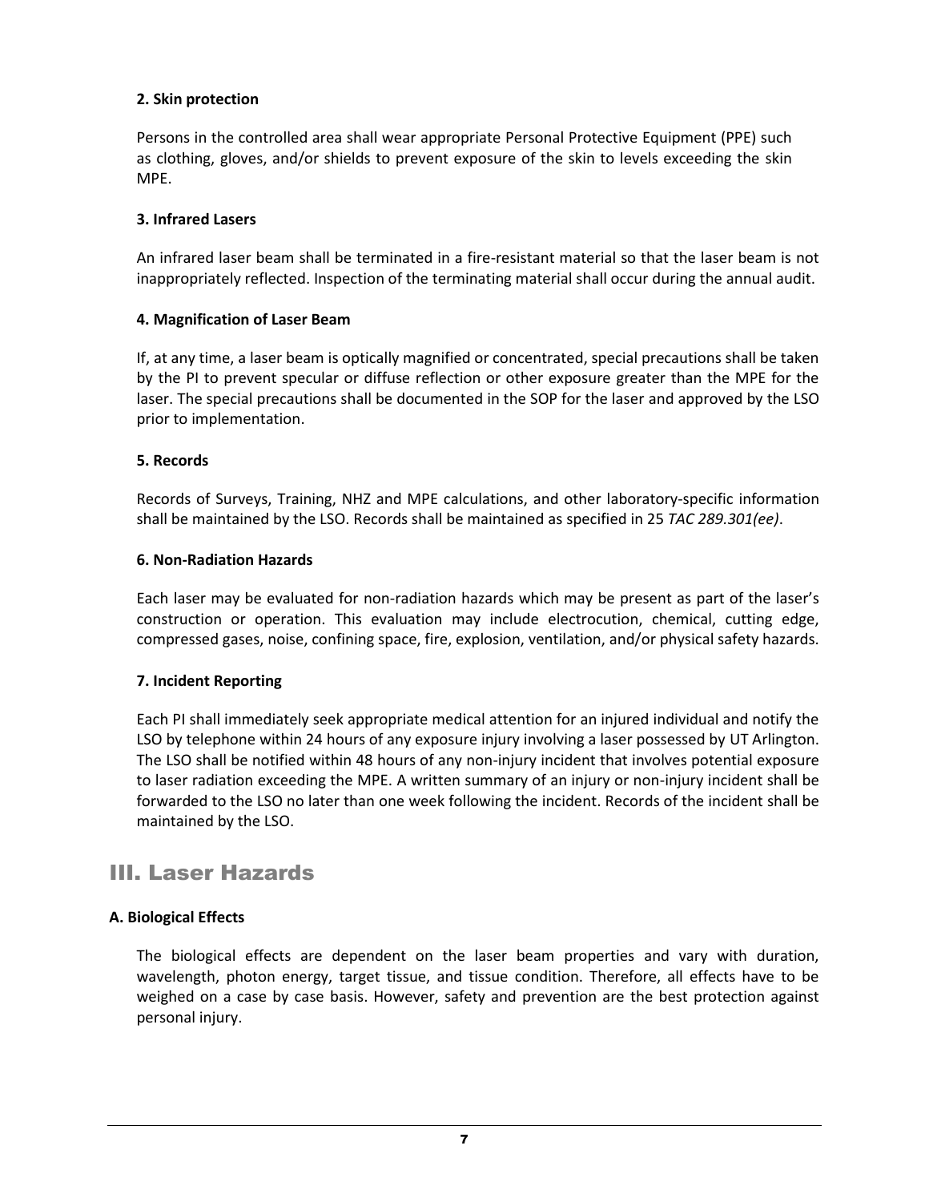**2. Skin protection**

Persons in the controlled area shall wear appropriate Personal Protective Equipment (PPE) such as clothing, gloves, and/or shields to prevent exposure of the skin to levels exceeding the skin MPE.

**3. Infrared Lasers**

An infrared laser beam shall be terminated in a fire-resistant material so that the laser beam is not inappropriately reflected. Inspection of the terminating material shall occur during the annual audit.

**4. Magnification of Laser Beam**

If, at any time, a laser beam is optically magnified or concentrated, special precautions shall be taken by the PI to prevent specular or diffuse reflection or other exposure greater than the MPE for the laser. The special precautions shall be documented in the SOP for the laser and approved by the LSO prior to implementation.

**5. Records**

Records of Surveys, Training, NHZ and MPE calculations, and other laboratory-specific information shall be maintained by the LSO. Records shall be maintained as specified in 25 *TAC 289.301(ee)*.

**6. Non-Radiation Hazards**

Each laser may be evaluated for non-radiation hazards which may be present as part of the laser's construction or operation. This evaluation may include electrocution, chemical, cutting edge, compressed gases, noise, confining space, fire, explosion, ventilation, and/or physical safety hazards.

**7. Incident Reporting**

Each PI shall immediately seek appropriate medical attention for an injured individual and notify the LSO by telephone within 24 hours of any exposure injury involving a laser possessed by UT Arlington. The LSO shall be notified within 48 hours of any non-injury incident that involves potential exposure to laser radiation exceeding the MPE. A written summary of an injury or non-injury incident shall be forwarded to the LSO no later than one week following the incident. Records of the incident shall be maintained by the LSO.

## III. Laser Hazards

### A. Biological Effects

The biological effects are dependent on the laser beam properties and vary with duration, wavelength, photon energy, target tissue, and tissue condition. Therefore, all effects have to be weighed on a case by case basis. However, safety and prevention are the best protection against personal injury.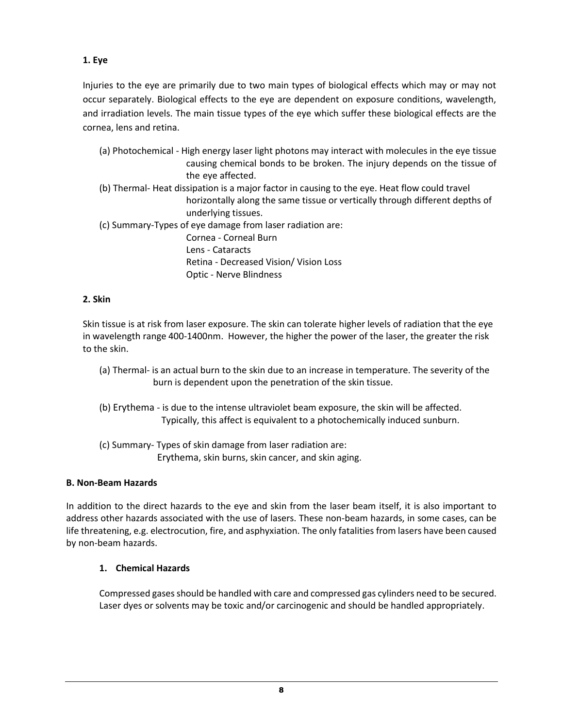**1. Eye**

Injuries to the eye are primarily due to two main types of biological effects which may or may not occur separately. Biological effects to the eye are dependent on exposure conditions, wavelength, and irradiation levels. The main tissue types of the eye which suffer these biological effects are the cornea, lens and retina.

(a) Photochemical - High energy laser light photons may interact with molecules in the eye tissue causing chemical bonds to be broken. The injury depends on the tissue of the eye affected.

(b) Thermal- Heat dissipation is a major factor in causing to the eye. Heat flow could travel horizontally along the same tissue or vertically through different depths of underlying tissues.

(c) Summary-Types of eye damage from laser radiation are:

Cornea - Corneal Burn
Lens - Cataracts
Retina - Decreased Vision/ Vision Loss
Optic - Nerve Blindness

**2. Skin**

Skin tissue is at risk from laser exposure. The skin can tolerate higher levels of radiation that the eye in wavelength range 400-1400nm. However, the higher the power of the laser, the greater the risk to the skin.

(a) Thermal- is an actual burn to the skin due to an increase in temperature. The severity of the burn is dependent upon the penetration of the skin tissue.

(b) Erythema - is due to the intense ultraviolet beam exposure, the skin will be affected. Typically, this affect is equivalent to a photochemically induced sunburn.

(c) Summary- Types of skin damage from laser radiation are:
Erythema, skin burns, skin cancer, and skin aging.

**B. Non-Beam Hazards**

In addition to the direct hazards to the eye and skin from the laser beam itself, it is also important to address other hazards associated with the use of lasers. These non-beam hazards, in some cases, can be life threatening, e.g. electrocution, fire, and asphyxiation. The only fatalities from lasers have been caused by non-beam hazards.

**1. Chemical Hazards**

Compressed gases should be handled with care and compressed gas cylinders need to be secured. Laser dyes or solvents may be toxic and/or carcinogenic and should be handled appropriately.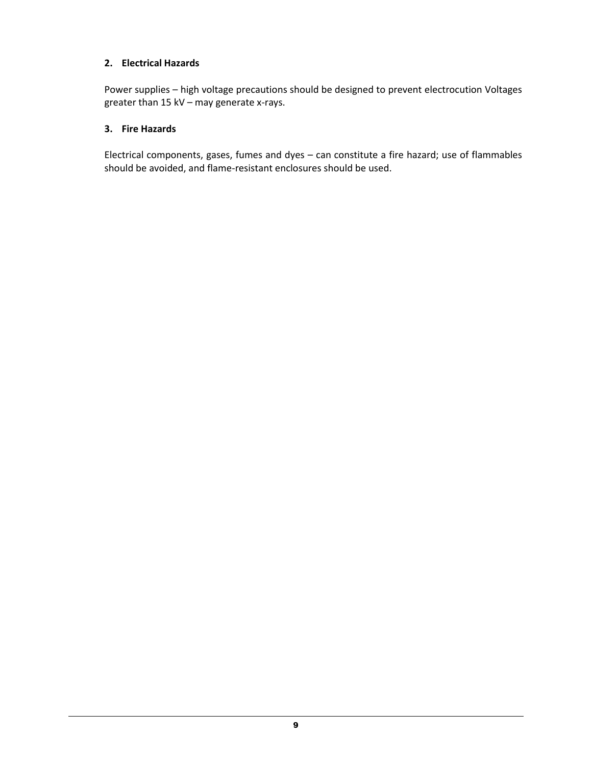### 2. Electrical Hazards

Power supplies – high voltage precautions should be designed to prevent electrocution Voltages greater than 15 kV – may generate x-rays.

### 3. Fire Hazards

Electrical components, gases, fumes and dyes – can constitute a fire hazard; use of flammables should be avoided, and flame-resistant enclosures should be used.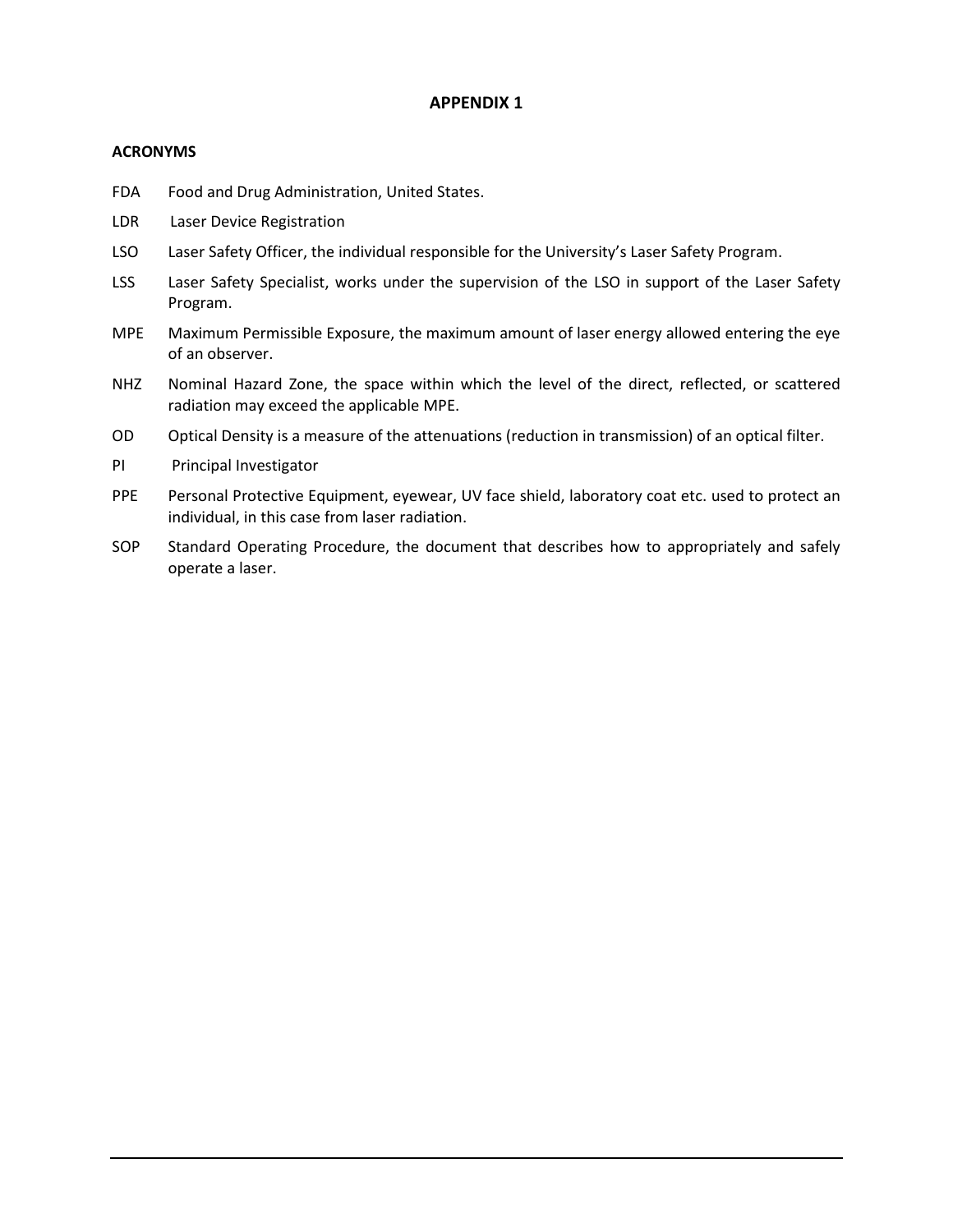# APPENDIX 1

## ACRONYMS

FDA Food and Drug Administration, United States.

LDR Laser Device Registration

LSO Laser Safety Officer, the individual responsible for the University's Laser Safety Program.

LSS Laser Safety Specialist, works under the supervision of the LSO in support of the Laser Safety Program.

MPE Maximum Permissible Exposure, the maximum amount of laser energy allowed entering the eye of an observer.

NHZ Nominal Hazard Zone, the space within which the level of the direct, reflected, or scattered radiation may exceed the applicable MPE.

OD Optical Density is a measure of the attenuations (reduction in transmission) of an optical filter.

PI Principal Investigator

PPE Personal Protective Equipment, eyewear, UV face shield, laboratory coat etc. used to protect an individual, in this case from laser radiation.

SOP Standard Operating Procedure, the document that describes how to appropriately and safely operate a laser.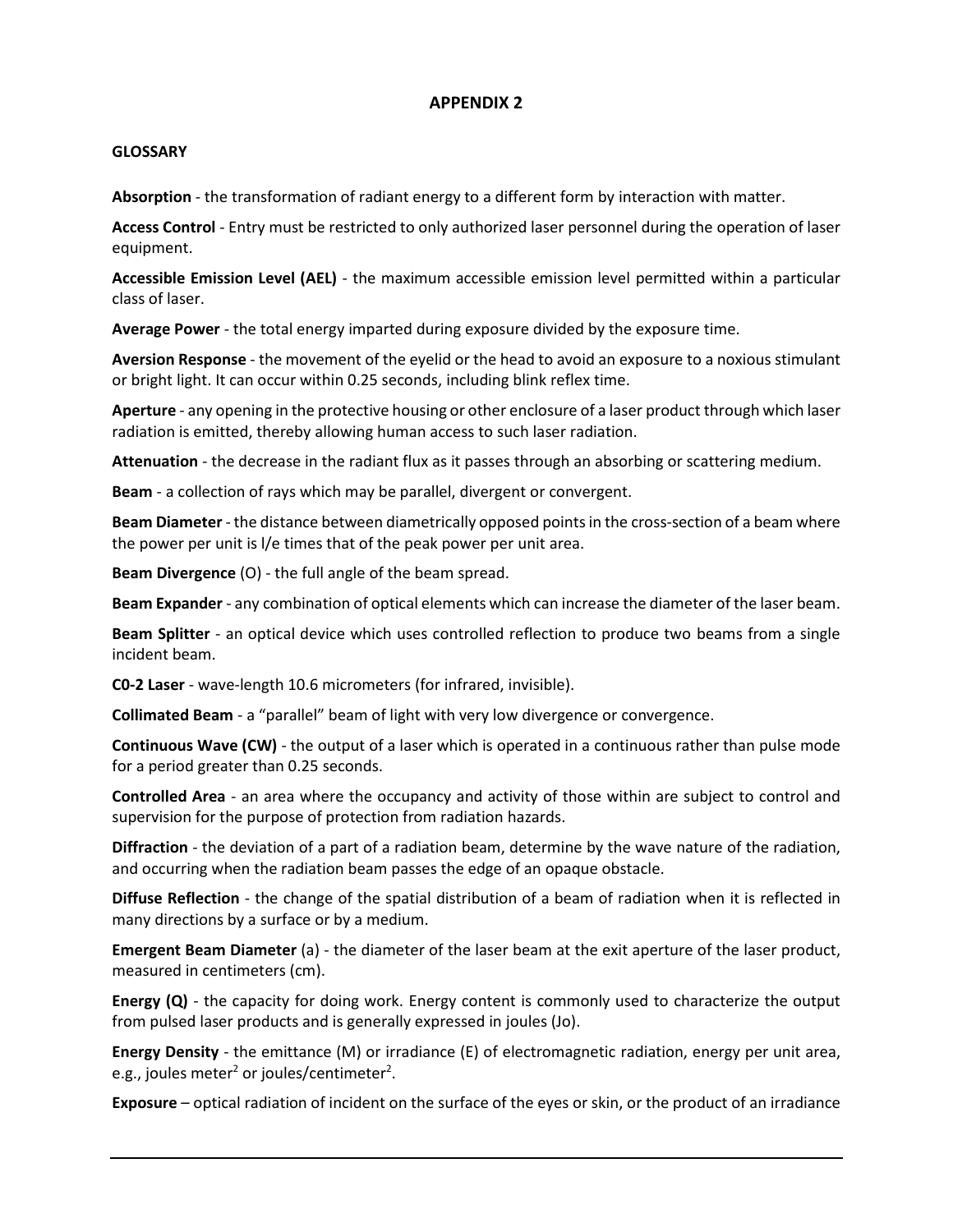# APPENDIX 2

## GLOSSARY

**Absorption** - the transformation of radiant energy to a different form by interaction with matter.

**Access Control** - Entry must be restricted to only authorized laser personnel during the operation of laser equipment.

**Accessible Emission Level (AEL)** - the maximum accessible emission level permitted within a particular class of laser.

**Average Power** - the total energy imparted during exposure divided by the exposure time.

**Aversion Response** - the movement of the eyelid or the head to avoid an exposure to a noxious stimulant or bright light. It can occur within 0.25 seconds, including blink reflex time.

**Aperture** - any opening in the protective housing or other enclosure of a laser product through which laser radiation is emitted, thereby allowing human access to such laser radiation.

**Attenuation** - the decrease in the radiant flux as it passes through an absorbing or scattering medium.

**Beam** - a collection of rays which may be parallel, divergent or convergent.

**Beam Diameter** - the distance between diametrically opposed points in the cross-section of a beam where the power per unit is l/e times that of the peak power per unit area.

**Beam Divergence** (O) - the full angle of the beam spread.

**Beam Expander** - any combination of optical elements which can increase the diameter of the laser beam.

**Beam Splitter** - an optical device which uses controlled reflection to produce two beams from a single incident beam.

**C0-2 Laser** - wave-length 10.6 micrometers (for infrared, invisible).

**Collimated Beam** - a "parallel" beam of light with very low divergence or convergence.

**Continuous Wave (CW)** - the output of a laser which is operated in a continuous rather than pulse mode for a period greater than 0.25 seconds.

**Controlled Area** - an area where the occupancy and activity of those within are subject to control and supervision for the purpose of protection from radiation hazards.

**Diffraction** - the deviation of a part of a radiation beam, determine by the wave nature of the radiation, and occurring when the radiation beam passes the edge of an opaque obstacle.

**Diffuse Reflection** - the change of the spatial distribution of a beam of radiation when it is reflected in many directions by a surface or by a medium.

**Emergent Beam Diameter** (a) - the diameter of the laser beam at the exit aperture of the laser product, measured in centimeters (cm).

**Energy (Q)** - the capacity for doing work. Energy content is commonly used to characterize the output from pulsed laser products and is generally expressed in joules (Jo).

**Energy Density** - the emittance (M) or irradiance (E) of electromagnetic radiation, energy per unit area, e.g., joules meter$^2$ or joules/centimeter$^2$.

**Exposure** – optical radiation of incident on the surface of the eyes or skin, or the product of an irradiance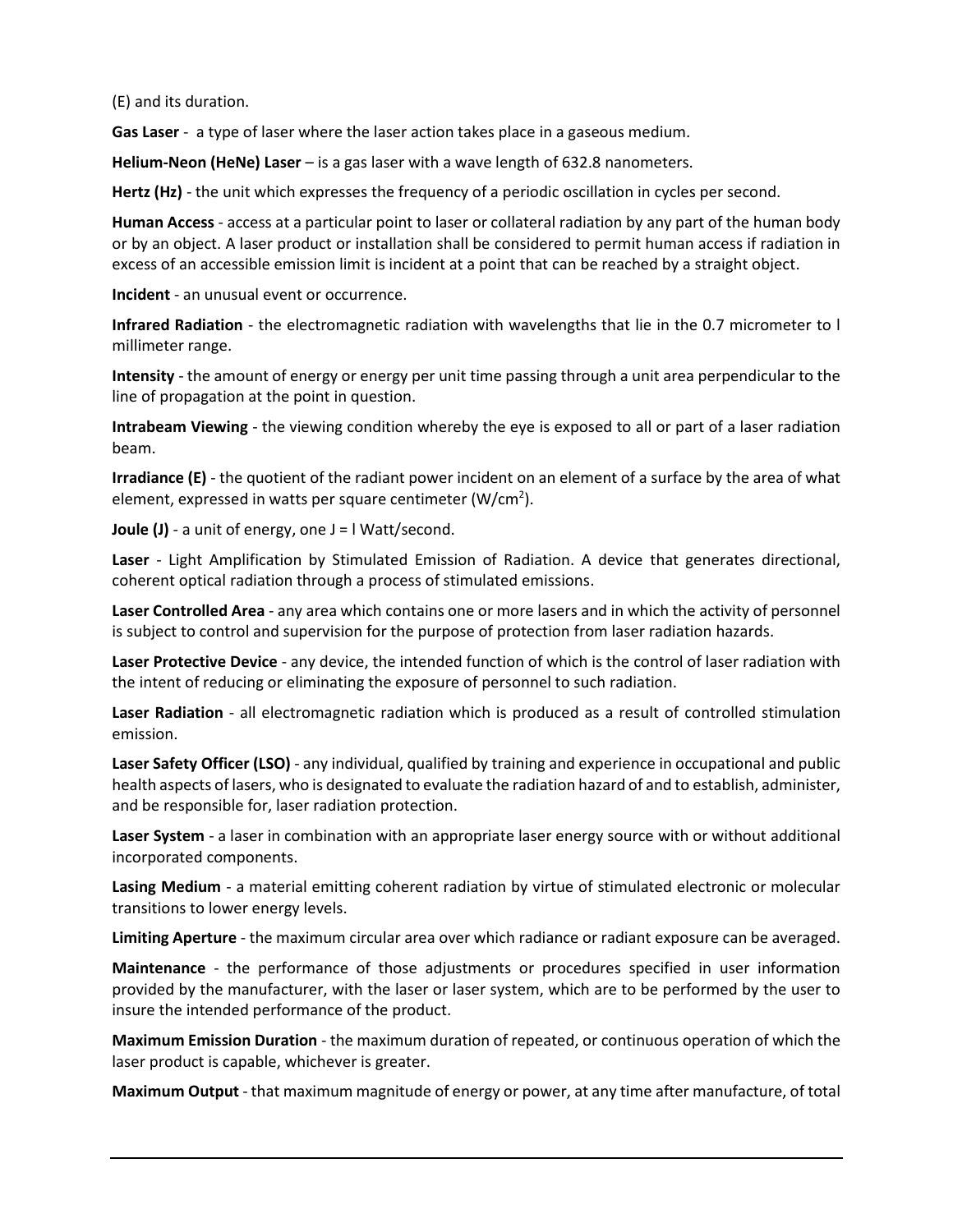(E) and its duration.

**Gas Laser** - a type of laser where the laser action takes place in a gaseous medium.

**Helium-Neon (HeNe) Laser** – is a gas laser with a wave length of 632.8 nanometers.

**Hertz (Hz)** - the unit which expresses the frequency of a periodic oscillation in cycles per second.

**Human Access** - access at a particular point to laser or collateral radiation by any part of the human body or by an object. A laser product or installation shall be considered to permit human access if radiation in excess of an accessible emission limit is incident at a point that can be reached by a straight object.

**Incident** - an unusual event or occurrence.

**Infrared Radiation** - the electromagnetic radiation with wavelengths that lie in the 0.7 micrometer to l millimeter range.

**Intensity** - the amount of energy or energy per unit time passing through a unit area perpendicular to the line of propagation at the point in question.

**Intrabeam Viewing** - the viewing condition whereby the eye is exposed to all or part of a laser radiation beam.

**Irradiance (E)** - the quotient of the radiant power incident on an element of a surface by the area of what element, expressed in watts per square centimeter ($W/cm^2$).

**Joule (J)** - a unit of energy, one J = l Watt/second.

**Laser** - Light Amplification by Stimulated Emission of Radiation. A device that generates directional, coherent optical radiation through a process of stimulated emissions.

**Laser Controlled Area** - any area which contains one or more lasers and in which the activity of personnel is subject to control and supervision for the purpose of protection from laser radiation hazards.

**Laser Protective Device** - any device, the intended function of which is the control of laser radiation with the intent of reducing or eliminating the exposure of personnel to such radiation.

**Laser Radiation** - all electromagnetic radiation which is produced as a result of controlled stimulation emission.

**Laser Safety Officer (LSO)** - any individual, qualified by training and experience in occupational and public health aspects of lasers, who is designated to evaluate the radiation hazard of and to establish, administer, and be responsible for, laser radiation protection.

**Laser System** - a laser in combination with an appropriate laser energy source with or without additional incorporated components.

**Lasing Medium** - a material emitting coherent radiation by virtue of stimulated electronic or molecular transitions to lower energy levels.

**Limiting Aperture** - the maximum circular area over which radiance or radiant exposure can be averaged.

**Maintenance** - the performance of those adjustments or procedures specified in user information provided by the manufacturer, with the laser or laser system, which are to be performed by the user to insure the intended performance of the product.

**Maximum Emission Duration** - the maximum duration of repeated, or continuous operation of which the laser product is capable, whichever is greater.

**Maximum Output** - that maximum magnitude of energy or power, at any time after manufacture, of total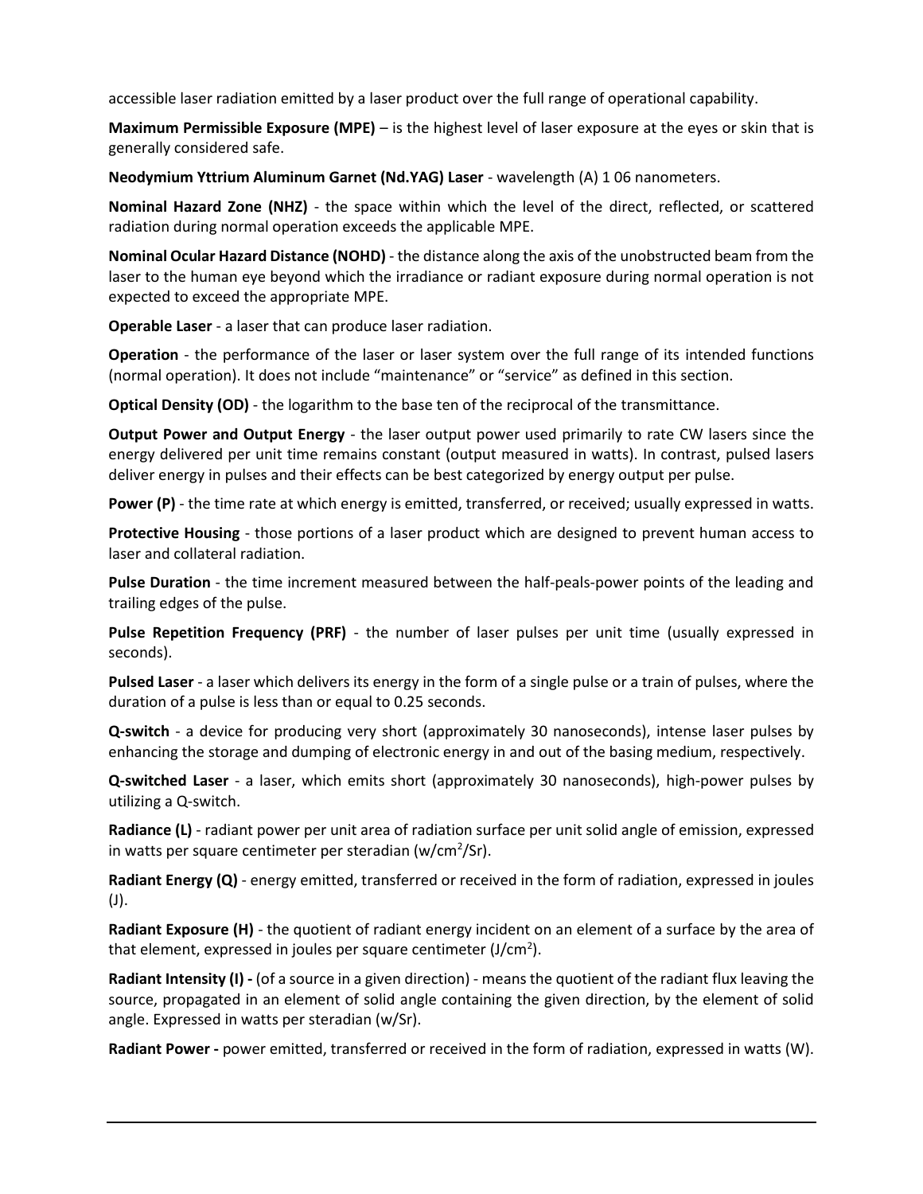accessible laser radiation emitted by a laser product over the full range of operational capability.

**Maximum Permissible Exposure (MPE)** – is the highest level of laser exposure at the eyes or skin that is generally considered safe.

**Neodymium Yttrium Aluminum Garnet (Nd.YAG) Laser** - wavelength (A) 1 06 nanometers.

**Nominal Hazard Zone (NHZ)** - the space within which the level of the direct, reflected, or scattered radiation during normal operation exceeds the applicable MPE.

**Nominal Ocular Hazard Distance (NOHD)** - the distance along the axis of the unobstructed beam from the laser to the human eye beyond which the irradiance or radiant exposure during normal operation is not expected to exceed the appropriate MPE.

**Operable Laser** - a laser that can produce laser radiation.

**Operation** - the performance of the laser or laser system over the full range of its intended functions (normal operation). It does not include "maintenance" or "service" as defined in this section.

**Optical Density (OD)** - the logarithm to the base ten of the reciprocal of the transmittance.

**Output Power and Output Energy** - the laser output power used primarily to rate CW lasers since the energy delivered per unit time remains constant (output measured in watts). In contrast, pulsed lasers deliver energy in pulses and their effects can be best categorized by energy output per pulse.

**Power (P)** - the time rate at which energy is emitted, transferred, or received; usually expressed in watts.

**Protective Housing** - those portions of a laser product which are designed to prevent human access to laser and collateral radiation.

**Pulse Duration** - the time increment measured between the half-peals-power points of the leading and trailing edges of the pulse.

**Pulse Repetition Frequency (PRF)** - the number of laser pulses per unit time (usually expressed in seconds).

**Pulsed Laser** - a laser which delivers its energy in the form of a single pulse or a train of pulses, where the duration of a pulse is less than or equal to 0.25 seconds.

**Q-switch** - a device for producing very short (approximately 30 nanoseconds), intense laser pulses by enhancing the storage and dumping of electronic energy in and out of the basing medium, respectively.

**Q-switched Laser** - a laser, which emits short (approximately 30 nanoseconds), high-power pulses by utilizing a Q-switch.

**Radiance (L)** - radiant power per unit area of radiation surface per unit solid angle of emission, expressed in watts per square centimeter per steradian (w/cm$^2$/Sr).

**Radiant Energy (Q)** - energy emitted, transferred or received in the form of radiation, expressed in joules (J).

**Radiant Exposure (H)** - the quotient of radiant energy incident on an element of a surface by the area of that element, expressed in joules per square centimeter (J/cm$^2$).

**Radiant Intensity (I) -** (of a source in a given direction) - means the quotient of the radiant flux leaving the source, propagated in an element of solid angle containing the given direction, by the element of solid angle. Expressed in watts per steradian (w/Sr).

**Radiant Power -** power emitted, transferred or received in the form of radiation, expressed in watts (W).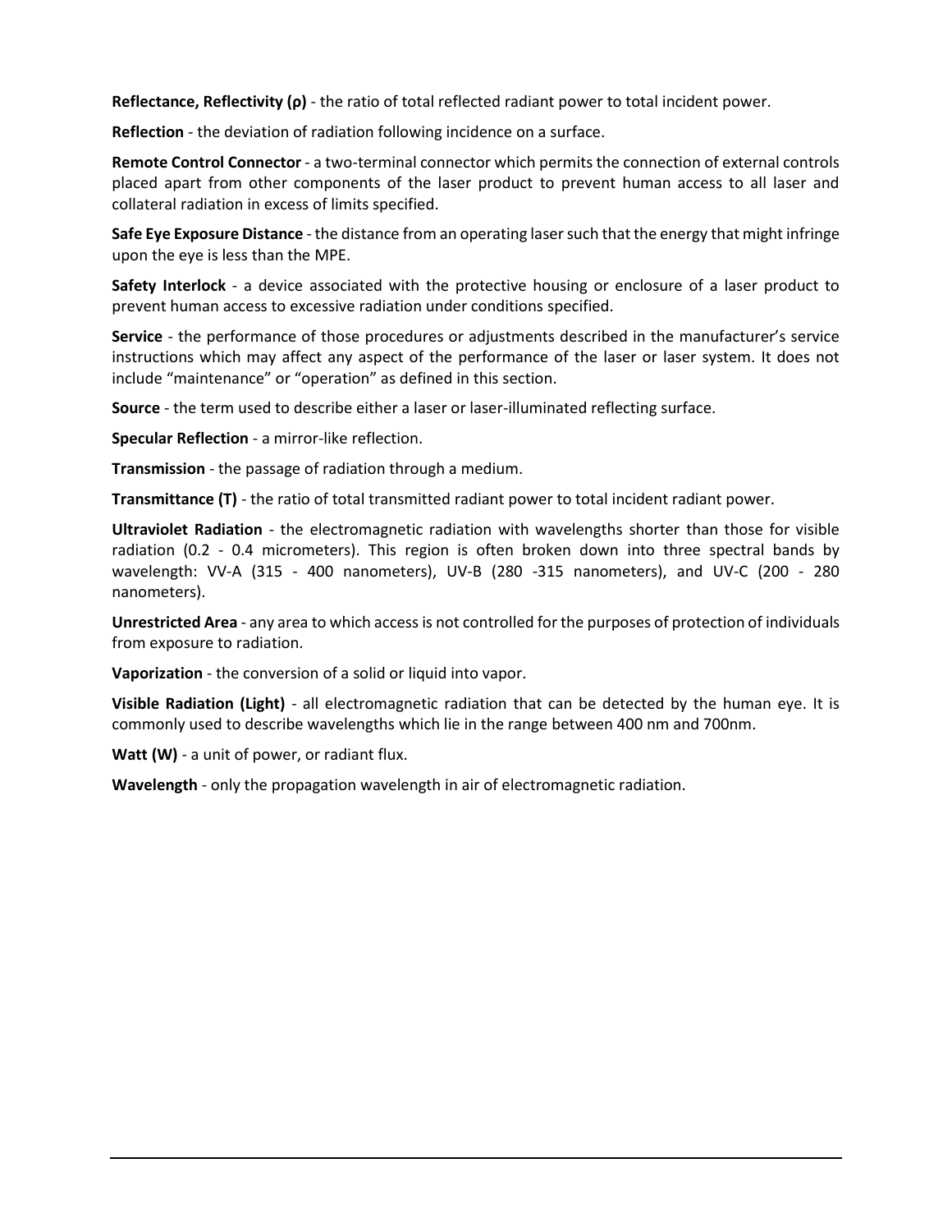**Reflectance, Reflectivity (ρ)** - the ratio of total reflected radiant power to total incident power.

**Reflection** - the deviation of radiation following incidence on a surface.

**Remote Control Connector** - a two-terminal connector which permits the connection of external controls placed apart from other components of the laser product to prevent human access to all laser and collateral radiation in excess of limits specified.

**Safe Eye Exposure Distance** - the distance from an operating laser such that the energy that might infringe upon the eye is less than the MPE.

**Safety Interlock** - a device associated with the protective housing or enclosure of a laser product to prevent human access to excessive radiation under conditions specified.

**Service** - the performance of those procedures or adjustments described in the manufacturer's service instructions which may affect any aspect of the performance of the laser or laser system. It does not include "maintenance" or "operation" as defined in this section.

**Source** - the term used to describe either a laser or laser-illuminated reflecting surface.

**Specular Reflection** - a mirror-like reflection.

**Transmission** - the passage of radiation through a medium.

**Transmittance (T)** - the ratio of total transmitted radiant power to total incident radiant power.

**Ultraviolet Radiation** - the electromagnetic radiation with wavelengths shorter than those for visible radiation (0.2 - 0.4 micrometers). This region is often broken down into three spectral bands by wavelength: VV-A (315 - 400 nanometers), UV-B (280 -315 nanometers), and UV-C (200 - 280 nanometers).

**Unrestricted Area** - any area to which access is not controlled for the purposes of protection of individuals from exposure to radiation.

**Vaporization** - the conversion of a solid or liquid into vapor.

**Visible Radiation (Light)** - all electromagnetic radiation that can be detected by the human eye. It is commonly used to describe wavelengths which lie in the range between 400 nm and 700nm.

**Watt (W)** - a unit of power, or radiant flux.

**Wavelength** - only the propagation wavelength in air of electromagnetic radiation.